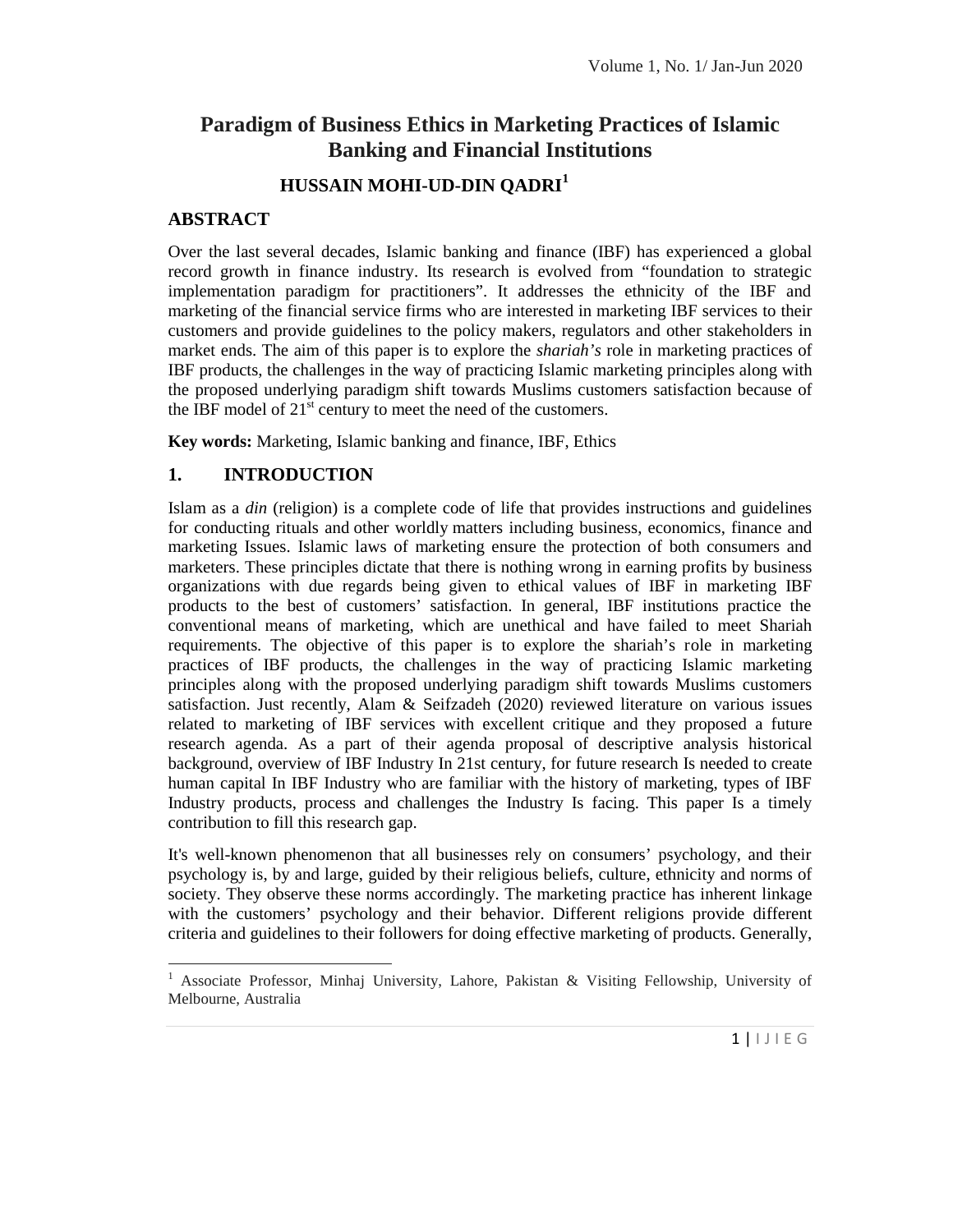# Paradigm of Business Ethics in Marketing Practices of Islamic Banking and Financial Institutions

**HUSSAIN MOHI-UD-DIN QADRI[1]**

## ABSTRACT

Over the last several decades, Islamic banking and finance (IBF) has experienced a global record growth in finance industry. Its research is evolved from "foundation to strategic implementation paradigm for practitioners". It addresses the ethnicity of the IBF and marketing of the financial service firms who are interested in marketing IBF services to their customers and provide guidelines to the policy makers, regulators and other stakeholders in market ends. The aim of this paper is to explore the *shariah's* role in marketing practices of IBF products, the challenges in the way of practicing Islamic marketing principles along with the proposed underlying paradigm shift towards Muslims customers satisfaction because of the IBF model of 21st century to meet the need of the customers.

**Key words:** Marketing, Islamic banking and finance, IBF, Ethics

## 1. INTRODUCTION

Islam as a *din* (religion) is a complete code of life that provides instructions and guidelines for conducting rituals and other worldly matters including business, economics, finance and marketing Issues. Islamic laws of marketing ensure the protection of both consumers and marketers. These principles dictate that there is nothing wrong in earning profits by business organizations with due regards being given to ethical values of IBF in marketing IBF products to the best of customers' satisfaction. In general, IBF institutions practice the conventional means of marketing, which are unethical and have failed to meet Shariah requirements. The objective of this paper is to explore the shariah's role in marketing practices of IBF products, the challenges in the way of practicing Islamic marketing principles along with the proposed underlying paradigm shift towards Muslims customers satisfaction. Just recently, Alam & Seifzadeh (2020) reviewed literature on various issues related to marketing of IBF services with excellent critique and they proposed a future research agenda. As a part of their agenda proposal of descriptive analysis historical background, overview of IBF Industry In 21st century, for future research Is needed to create human capital In IBF Industry who are familiar with the history of marketing, types of IBF Industry products, process and challenges the Industry Is facing. This paper Is a timely contribution to fill this research gap.

It's well-known phenomenon that all businesses rely on consumers' psychology, and their psychology is, by and large, guided by their religious beliefs, culture, ethnicity and norms of society. They observe these norms accordingly. The marketing practice has inherent linkage with the customers' psychology and their behavior. Different religions provide different criteria and guidelines to their followers for doing effective marketing of products. Generally,

[1] Associate Professor, Minhaj University, Lahore, Pakistan & Visiting Fellowship, University of Melbourne, Australia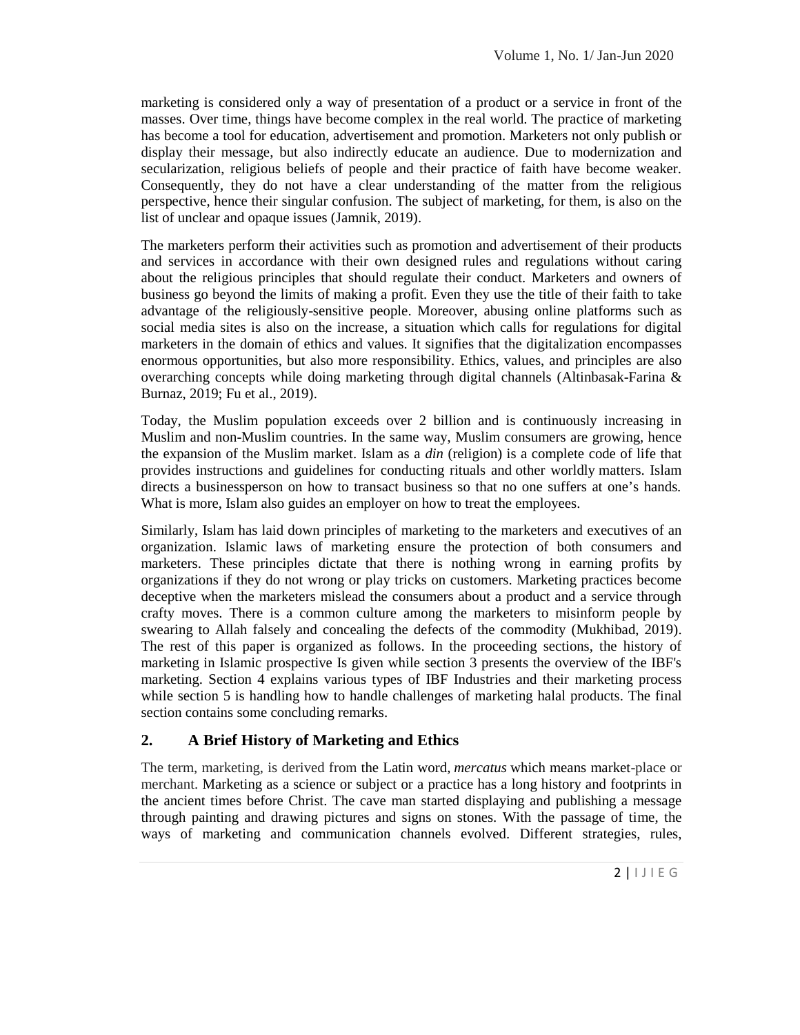marketing is considered only a way of presentation of a product or a service in front of the masses. Over time, things have become complex in the real world. The practice of marketing has become a tool for education, advertisement and promotion. Marketers not only publish or display their message, but also indirectly educate an audience. Due to modernization and secularization, religious beliefs of people and their practice of faith have become weaker. Consequently, they do not have a clear understanding of the matter from the religious perspective, hence their singular confusion. The subject of marketing, for them, is also on the list of unclear and opaque issues (Jamnik, 2019).

The marketers perform their activities such as promotion and advertisement of their products and services in accordance with their own designed rules and regulations without caring about the religious principles that should regulate their conduct. Marketers and owners of business go beyond the limits of making a profit. Even they use the title of their faith to take advantage of the religiously-sensitive people. Moreover, abusing online platforms such as social media sites is also on the increase, a situation which calls for regulations for digital marketers in the domain of ethics and values. It signifies that the digitalization encompasses enormous opportunities, but also more responsibility. Ethics, values, and principles are also overarching concepts while doing marketing through digital channels (Altinbasak-Farina & Burnaz, 2019; Fu et al., 2019).

Today, the Muslim population exceeds over 2 billion and is continuously increasing in Muslim and non-Muslim countries. In the same way, Muslim consumers are growing, hence the expansion of the Muslim market. Islam as a *din* (religion) is a complete code of life that provides instructions and guidelines for conducting rituals and other worldly matters. Islam directs a businessperson on how to transact business so that no one suffers at one's hands. What is more, Islam also guides an employer on how to treat the employees.

Similarly, Islam has laid down principles of marketing to the marketers and executives of an organization. Islamic laws of marketing ensure the protection of both consumers and marketers. These principles dictate that there is nothing wrong in earning profits by organizations if they do not wrong or play tricks on customers. Marketing practices become deceptive when the marketers mislead the consumers about a product and a service through crafty moves. There is a common culture among the marketers to misinform people by swearing to Allah falsely and concealing the defects of the commodity (Mukhibad, 2019). The rest of this paper is organized as follows. In the proceeding sections, the history of marketing in Islamic prospective Is given while section 3 presents the overview of the IBF's marketing. Section 4 explains various types of IBF Industries and their marketing process while section 5 is handling how to handle challenges of marketing halal products. The final section contains some concluding remarks.

## 2. A Brief History of Marketing and Ethics

The term, marketing, is derived from the Latin word, *mercatus* which means market-place or merchant. Marketing as a science or subject or a practice has a long history and footprints in the ancient times before Christ. The cave man started displaying and publishing a message through painting and drawing pictures and signs on stones. With the passage of time, the ways of marketing and communication channels evolved. Different strategies, rules,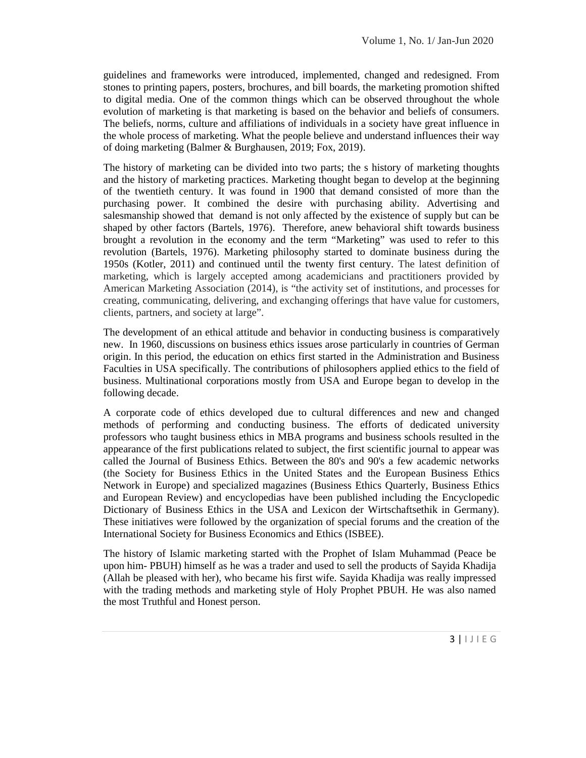guidelines and frameworks were introduced, implemented, changed and redesigned. From stones to printing papers, posters, brochures, and bill boards, the marketing promotion shifted to digital media. One of the common things which can be observed throughout the whole evolution of marketing is that marketing is based on the behavior and beliefs of consumers. The beliefs, norms, culture and affiliations of individuals in a society have great influence in the whole process of marketing. What the people believe and understand influences their way of doing marketing (Balmer & Burghausen, 2019; Fox, 2019).

The history of marketing can be divided into two parts; the s history of marketing thoughts and the history of marketing practices. Marketing thought began to develop at the beginning of the twentieth century. It was found in 1900 that demand consisted of more than the purchasing power. It combined the desire with purchasing ability. Advertising and salesmanship showed that demand is not only affected by the existence of supply but can be shaped by other factors (Bartels, 1976). Therefore, anew behavioral shift towards business brought a revolution in the economy and the term "Marketing" was used to refer to this revolution (Bartels, 1976). Marketing philosophy started to dominate business during the 1950s (Kotler, 2011) and continued until the twenty first century. The latest definition of marketing, which is largely accepted among academicians and practitioners provided by American Marketing Association (2014), is "the activity set of institutions, and processes for creating, communicating, delivering, and exchanging offerings that have value for customers, clients, partners, and society at large".

The development of an ethical attitude and behavior in conducting business is comparatively new. In 1960, discussions on business ethics issues arose particularly in countries of German origin. In this period, the education on ethics first started in the Administration and Business Faculties in USA specifically. The contributions of philosophers applied ethics to the field of business. Multinational corporations mostly from USA and Europe began to develop in the following decade.

A corporate code of ethics developed due to cultural differences and new and changed methods of performing and conducting business. The efforts of dedicated university professors who taught business ethics in MBA programs and business schools resulted in the appearance of the first publications related to subject, the first scientific journal to appear was called the Journal of Business Ethics. Between the 80's and 90's a few academic networks (the Society for Business Ethics in the United States and the European Business Ethics Network in Europe) and specialized magazines (Business Ethics Quarterly, Business Ethics and European Review) and encyclopedias have been published including the Encyclopedic Dictionary of Business Ethics in the USA and Lexicon der Wirtschaftsethik in Germany). These initiatives were followed by the organization of special forums and the creation of the International Society for Business Economics and Ethics (ISBEE).

The history of Islamic marketing started with the Prophet of Islam Muhammad (Peace be upon him- PBUH) himself as he was a trader and used to sell the products of Sayida Khadija (Allah be pleased with her), who became his first wife. Sayida Khadija was really impressed with the trading methods and marketing style of Holy Prophet PBUH. He was also named the most Truthful and Honest person.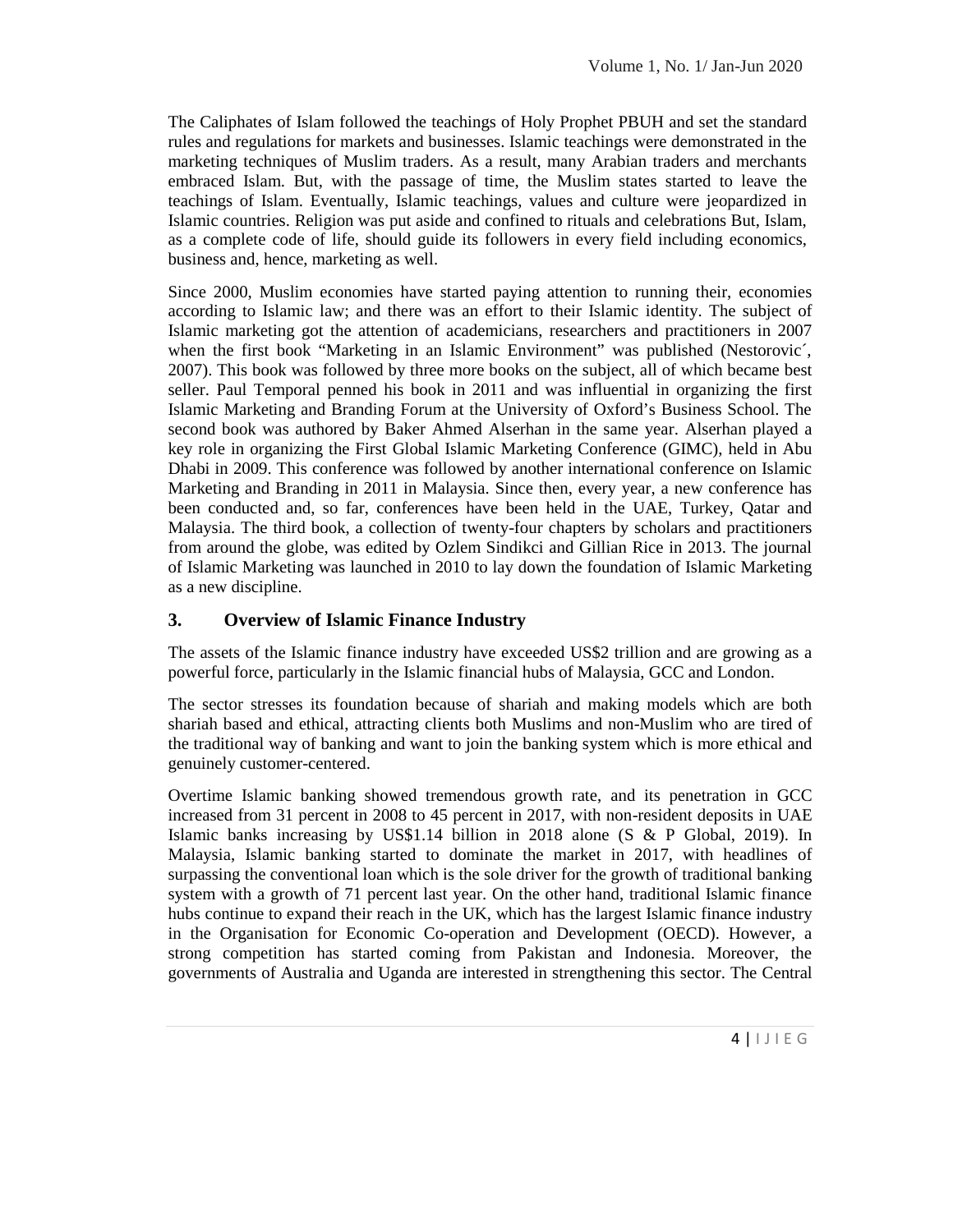The Caliphates of Islam followed the teachings of Holy Prophet PBUH and set the standard rules and regulations for markets and businesses. Islamic teachings were demonstrated in the marketing techniques of Muslim traders. As a result, many Arabian traders and merchants embraced Islam. But, with the passage of time, the Muslim states started to leave the teachings of Islam. Eventually, Islamic teachings, values and culture were jeopardized in Islamic countries. Religion was put aside and confined to rituals and celebrations But, Islam, as a complete code of life, should guide its followers in every field including economics, business and, hence, marketing as well.

Since 2000, Muslim economies have started paying attention to running their, economies according to Islamic law; and there was an effort to their Islamic identity. The subject of Islamic marketing got the attention of academicians, researchers and practitioners in 2007 when the first book "Marketing in an Islamic Environment" was published (Nestorović, 2007). This book was followed by three more books on the subject, all of which became best seller. Paul Temporal penned his book in 2011 and was influential in organizing the first Islamic Marketing and Branding Forum at the University of Oxford's Business School. The second book was authored by Baker Ahmed Alserhan in the same year. Alserhan played a key role in organizing the First Global Islamic Marketing Conference (GIMC), held in Abu Dhabi in 2009. This conference was followed by another international conference on Islamic Marketing and Branding in 2011 in Malaysia. Since then, every year, a new conference has been conducted and, so far, conferences have been held in the UAE, Turkey, Qatar and Malaysia. The third book, a collection of twenty-four chapters by scholars and practitioners from around the globe, was edited by Ozlem Sindikci and Gillian Rice in 2013. The journal of Islamic Marketing was launched in 2010 to lay down the foundation of Islamic Marketing as a new discipline.

## 3. Overview of Islamic Finance Industry

The assets of the Islamic finance industry have exceeded US$2 trillion and are growing as a powerful force, particularly in the Islamic financial hubs of Malaysia, GCC and London.

The sector stresses its foundation because of shariah and making models which are both shariah based and ethical, attracting clients both Muslims and non-Muslim who are tired of the traditional way of banking and want to join the banking system which is more ethical and genuinely customer-centered.

Overtime Islamic banking showed tremendous growth rate, and its penetration in GCC increased from 31 percent in 2008 to 45 percent in 2017, with non-resident deposits in UAE Islamic banks increasing by US$1.14 billion in 2018 alone (S & P Global, 2019). In Malaysia, Islamic banking started to dominate the market in 2017, with headlines of surpassing the conventional loan which is the sole driver for the growth of traditional banking system with a growth of 71 percent last year. On the other hand, traditional Islamic finance hubs continue to expand their reach in the UK, which has the largest Islamic finance industry in the Organisation for Economic Co-operation and Development (OECD). However, a strong competition has started coming from Pakistan and Indonesia. Moreover, the governments of Australia and Uganda are interested in strengthening this sector. The Central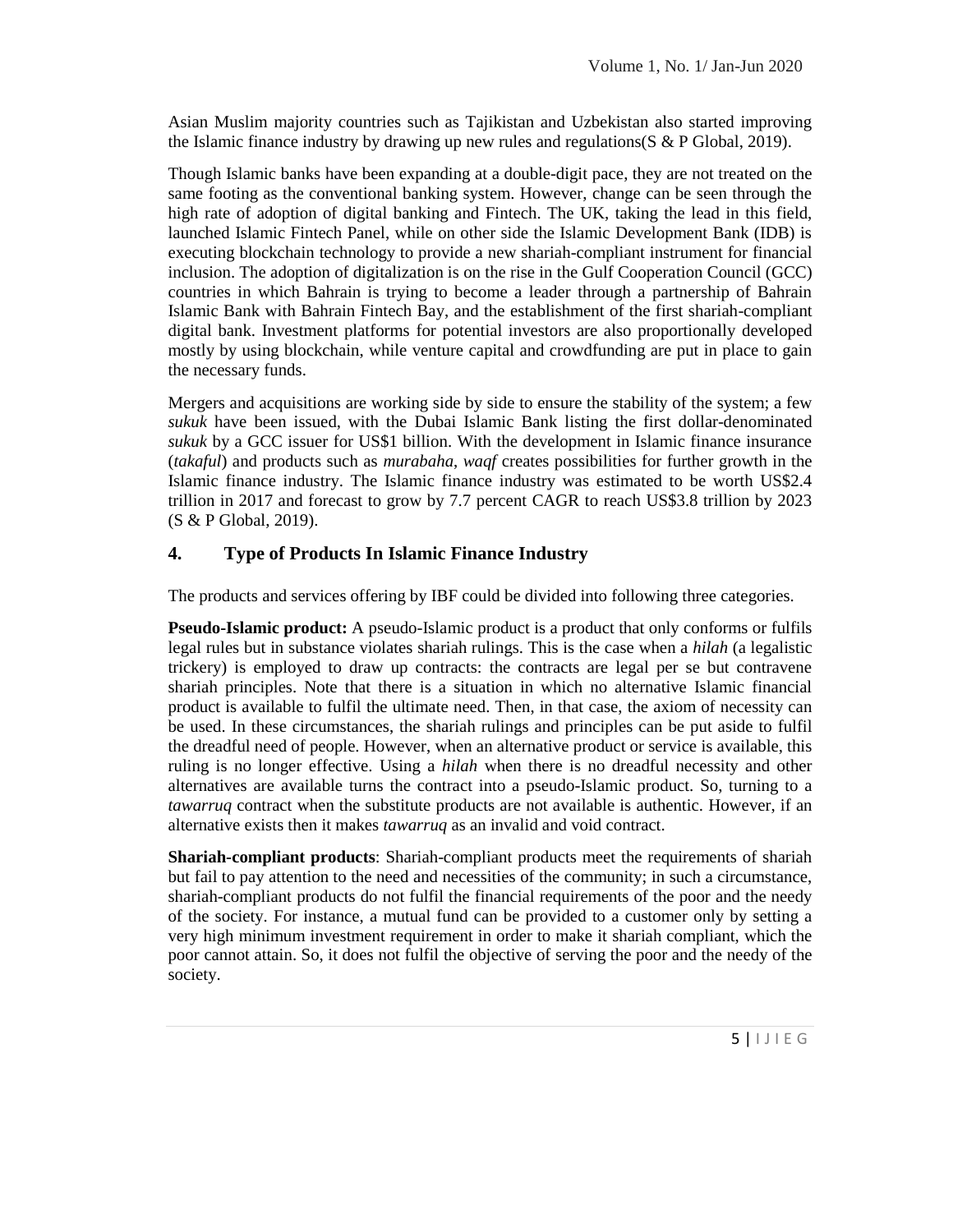Asian Muslim majority countries such as Tajikistan and Uzbekistan also started improving the Islamic finance industry by drawing up new rules and regulations(S & P Global, 2019).

Though Islamic banks have been expanding at a double-digit pace, they are not treated on the same footing as the conventional banking system. However, change can be seen through the high rate of adoption of digital banking and Fintech. The UK, taking the lead in this field, launched Islamic Fintech Panel, while on other side the Islamic Development Bank (IDB) is executing blockchain technology to provide a new shariah-compliant instrument for financial inclusion. The adoption of digitalization is on the rise in the Gulf Cooperation Council (GCC) countries in which Bahrain is trying to become a leader through a partnership of Bahrain Islamic Bank with Bahrain Fintech Bay, and the establishment of the first shariah-compliant digital bank. Investment platforms for potential investors are also proportionally developed mostly by using blockchain, while venture capital and crowdfunding are put in place to gain the necessary funds.

Mergers and acquisitions are working side by side to ensure the stability of the system; a few *sukuk* have been issued, with the Dubai Islamic Bank listing the first dollar-denominated *sukuk* by a GCC issuer for US$1 billion. With the development in Islamic finance insurance (*takaful*) and products such as *murabaha*, *waqf* creates possibilities for further growth in the Islamic finance industry. The Islamic finance industry was estimated to be worth US$2.4 trillion in 2017 and forecast to grow by 7.7 percent CAGR to reach US$3.8 trillion by 2023 (S & P Global, 2019).

## 4. Type of Products In Islamic Finance Industry

The products and services offering by IBF could be divided into following three categories.

**Pseudo-Islamic product:** A pseudo-Islamic product is a product that only conforms or fulfils legal rules but in substance violates shariah rulings. This is the case when a *hilah* (a legalistic trickery) is employed to draw up contracts: the contracts are legal per se but contravene shariah principles. Note that there is a situation in which no alternative Islamic financial product is available to fulfil the ultimate need. Then, in that case, the axiom of necessity can be used. In these circumstances, the shariah rulings and principles can be put aside to fulfil the dreadful need of people. However, when an alternative product or service is available, this ruling is no longer effective. Using a *hilah* when there is no dreadful necessity and other alternatives are available turns the contract into a pseudo-Islamic product. So, turning to a *tawarruq* contract when the substitute products are not available is authentic. However, if an alternative exists then it makes *tawarruq* as an invalid and void contract.

**Shariah-compliant products**: Shariah-compliant products meet the requirements of shariah but fail to pay attention to the need and necessities of the community; in such a circumstance, shariah-compliant products do not fulfil the financial requirements of the poor and the needy of the society. For instance, a mutual fund can be provided to a customer only by setting a very high minimum investment requirement in order to make it shariah compliant, which the poor cannot attain. So, it does not fulfil the objective of serving the poor and the needy of the society.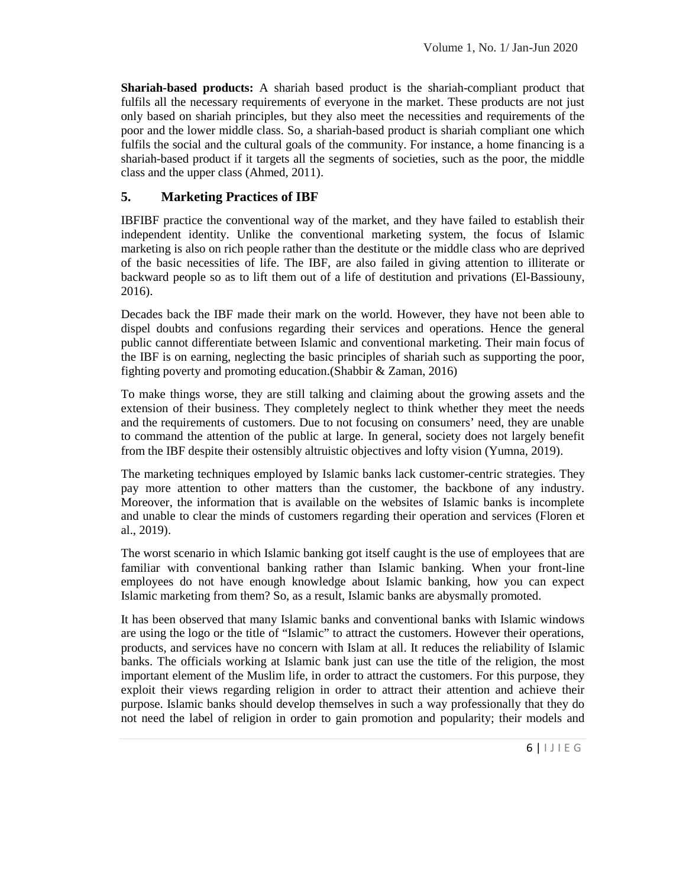**Shariah-based products:** A shariah based product is the shariah-compliant product that fulfils all the necessary requirements of everyone in the market. These products are not just only based on shariah principles, but they also meet the necessities and requirements of the poor and the lower middle class. So, a shariah-based product is shariah compliant one which fulfils the social and the cultural goals of the community. For instance, a home financing is a shariah-based product if it targets all the segments of societies, such as the poor, the middle class and the upper class (Ahmed, 2011).

## 5. Marketing Practices of IBF

IBFIBF practice the conventional way of the market, and they have failed to establish their independent identity. Unlike the conventional marketing system, the focus of Islamic marketing is also on rich people rather than the destitute or the middle class who are deprived of the basic necessities of life. The IBF, are also failed in giving attention to illiterate or backward people so as to lift them out of a life of destitution and privations (El-Bassiouny, 2016).

Decades back the IBF made their mark on the world. However, they have not been able to dispel doubts and confusions regarding their services and operations. Hence the general public cannot differentiate between Islamic and conventional marketing. Their main focus of the IBF is on earning, neglecting the basic principles of shariah such as supporting the poor, fighting poverty and promoting education.(Shabbir & Zaman, 2016)

To make things worse, they are still talking and claiming about the growing assets and the extension of their business. They completely neglect to think whether they meet the needs and the requirements of customers. Due to not focusing on consumers' need, they are unable to command the attention of the public at large. In general, society does not largely benefit from the IBF despite their ostensibly altruistic objectives and lofty vision (Yumna, 2019).

The marketing techniques employed by Islamic banks lack customer-centric strategies. They pay more attention to other matters than the customer, the backbone of any industry. Moreover, the information that is available on the websites of Islamic banks is incomplete and unable to clear the minds of customers regarding their operation and services (Floren et al., 2019).

The worst scenario in which Islamic banking got itself caught is the use of employees that are familiar with conventional banking rather than Islamic banking. When your front-line employees do not have enough knowledge about Islamic banking, how you can expect Islamic marketing from them? So, as a result, Islamic banks are abysmally promoted.

It has been observed that many Islamic banks and conventional banks with Islamic windows are using the logo or the title of "Islamic" to attract the customers. However their operations, products, and services have no concern with Islam at all. It reduces the reliability of Islamic banks. The officials working at Islamic bank just can use the title of the religion, the most important element of the Muslim life, in order to attract the customers. For this purpose, they exploit their views regarding religion in order to attract their attention and achieve their purpose. Islamic banks should develop themselves in such a way professionally that they do not need the label of religion in order to gain promotion and popularity; their models and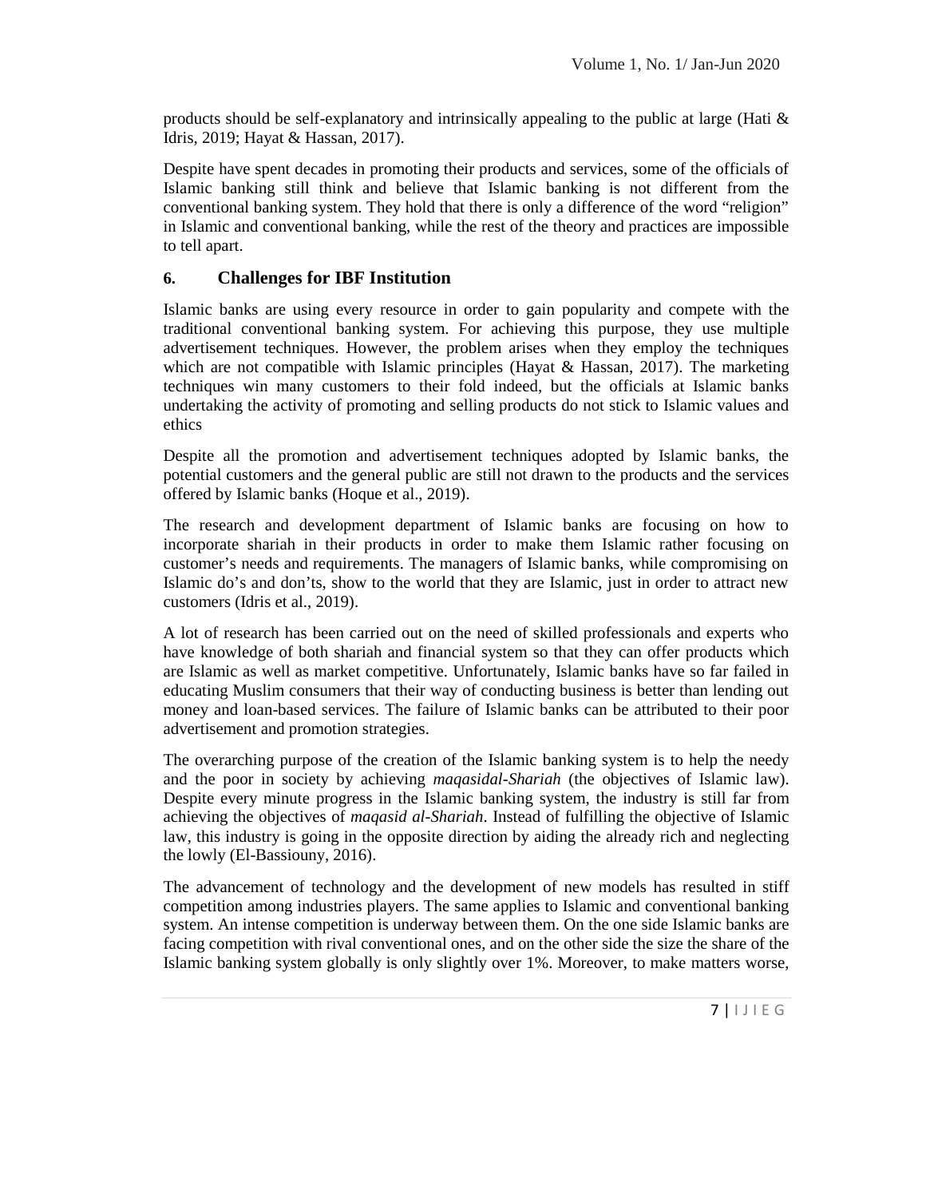products should be self-explanatory and intrinsically appealing to the public at large (Hati & Idris, 2019; Hayat & Hassan, 2017).

Despite have spent decades in promoting their products and services, some of the officials of Islamic banking still think and believe that Islamic banking is not different from the conventional banking system. They hold that there is only a difference of the word "religion" in Islamic and conventional banking, while the rest of the theory and practices are impossible to tell apart.

## 6. Challenges for IBF Institution

Islamic banks are using every resource in order to gain popularity and compete with the traditional conventional banking system. For achieving this purpose, they use multiple advertisement techniques. However, the problem arises when they employ the techniques which are not compatible with Islamic principles (Hayat & Hassan, 2017). The marketing techniques win many customers to their fold indeed, but the officials at Islamic banks undertaking the activity of promoting and selling products do not stick to Islamic values and ethics

Despite all the promotion and advertisement techniques adopted by Islamic banks, the potential customers and the general public are still not drawn to the products and the services offered by Islamic banks (Hoque et al., 2019).

The research and development department of Islamic banks are focusing on how to incorporate shariah in their products in order to make them Islamic rather focusing on customer's needs and requirements. The managers of Islamic banks, while compromising on Islamic do's and don'ts, show to the world that they are Islamic, just in order to attract new customers (Idris et al., 2019).

A lot of research has been carried out on the need of skilled professionals and experts who have knowledge of both shariah and financial system so that they can offer products which are Islamic as well as market competitive. Unfortunately, Islamic banks have so far failed in educating Muslim consumers that their way of conducting business is better than lending out money and loan-based services. The failure of Islamic banks can be attributed to their poor advertisement and promotion strategies.

The overarching purpose of the creation of the Islamic banking system is to help the needy and the poor in society by achieving *maqasidal-Shariah* (the objectives of Islamic law). Despite every minute progress in the Islamic banking system, the industry is still far from achieving the objectives of *maqasid al-Shariah*. Instead of fulfilling the objective of Islamic law, this industry is going in the opposite direction by aiding the already rich and neglecting the lowly (El-Bassiouny, 2016).

The advancement of technology and the development of new models has resulted in stiff competition among industries players. The same applies to Islamic and conventional banking system. An intense competition is underway between them. On the one side Islamic banks are facing competition with rival conventional ones, and on the other side the size the share of the Islamic banking system globally is only slightly over 1%. Moreover, to make matters worse,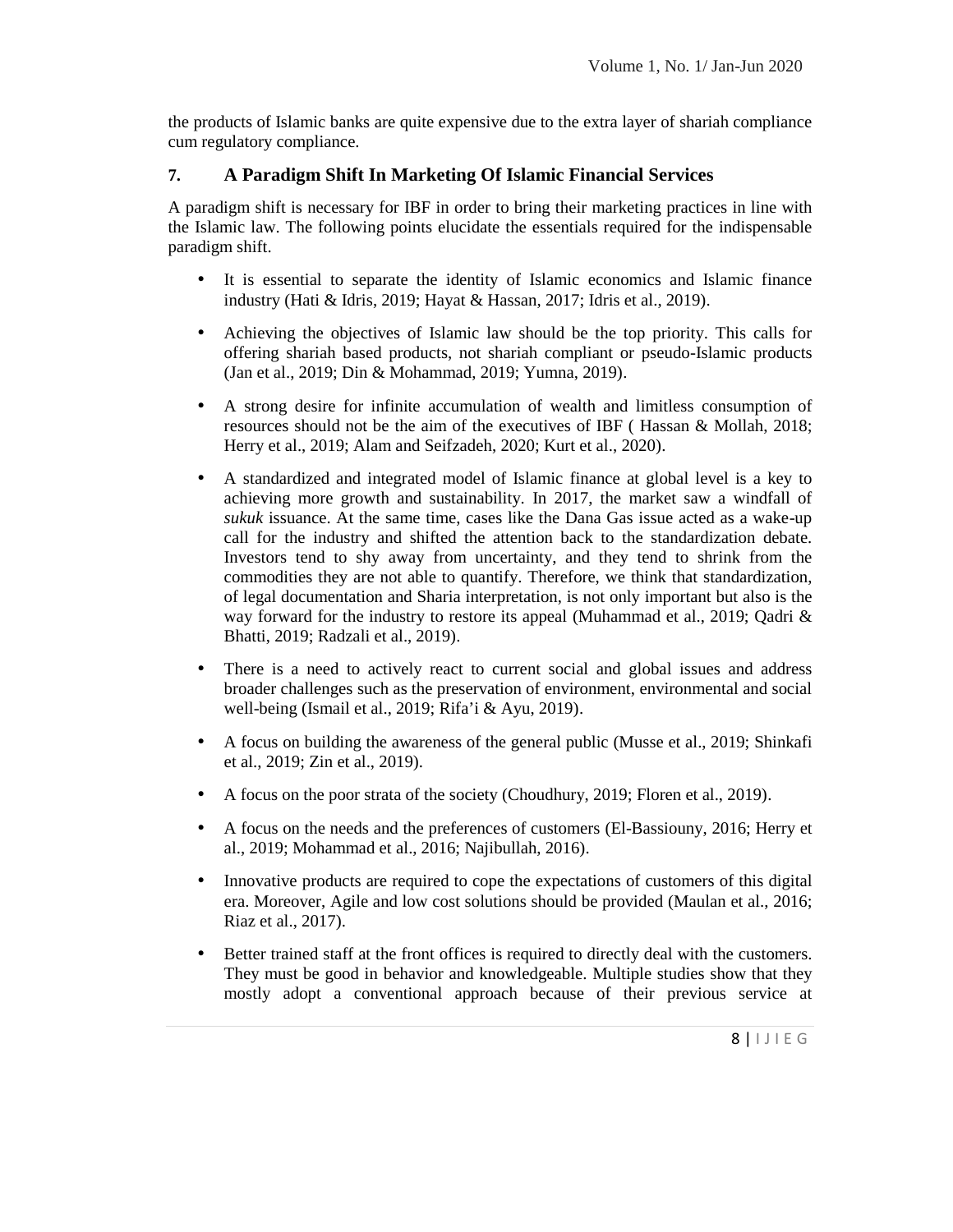the products of Islamic banks are quite expensive due to the extra layer of shariah compliance cum regulatory compliance.

## 7. A Paradigm Shift In Marketing Of Islamic Financial Services

A paradigm shift is necessary for IBF in order to bring their marketing practices in line with the Islamic law. The following points elucidate the essentials required for the indispensable paradigm shift.

- It is essential to separate the identity of Islamic economics and Islamic finance industry (Hati & Idris, 2019; Hayat & Hassan, 2017; Idris et al., 2019).
- Achieving the objectives of Islamic law should be the top priority. This calls for offering shariah based products, not shariah compliant or pseudo-Islamic products (Jan et al., 2019; Din & Mohammad, 2019; Yumna, 2019).
- A strong desire for infinite accumulation of wealth and limitless consumption of resources should not be the aim of the executives of IBF ( Hassan & Mollah, 2018; Herry et al., 2019; Alam and Seifzadeh, 2020; Kurt et al., 2020).
- A standardized and integrated model of Islamic finance at global level is a key to achieving more growth and sustainability. In 2017, the market saw a windfall of *sukuk* issuance. At the same time, cases like the Dana Gas issue acted as a wake-up call for the industry and shifted the attention back to the standardization debate. Investors tend to shy away from uncertainty, and they tend to shrink from the commodities they are not able to quantify. Therefore, we think that standardization, of legal documentation and Sharia interpretation, is not only important but also is the way forward for the industry to restore its appeal (Muhammad et al., 2019; Qadri & Bhatti, 2019; Radzali et al., 2019).
- There is a need to actively react to current social and global issues and address broader challenges such as the preservation of environment, environmental and social well-being (Ismail et al., 2019; Rifa'i & Ayu, 2019).
- A focus on building the awareness of the general public (Musse et al., 2019; Shinkafi et al., 2019; Zin et al., 2019).
- A focus on the poor strata of the society (Choudhury, 2019; Floren et al., 2019).
- A focus on the needs and the preferences of customers (El-Bassiouny, 2016; Herry et al., 2019; Mohammad et al., 2016; Najibullah, 2016).
- Innovative products are required to cope the expectations of customers of this digital era. Moreover, Agile and low cost solutions should be provided (Maulan et al., 2016; Riaz et al., 2017).
- Better trained staff at the front offices is required to directly deal with the customers. They must be good in behavior and knowledgeable. Multiple studies show that they mostly adopt a conventional approach because of their previous service at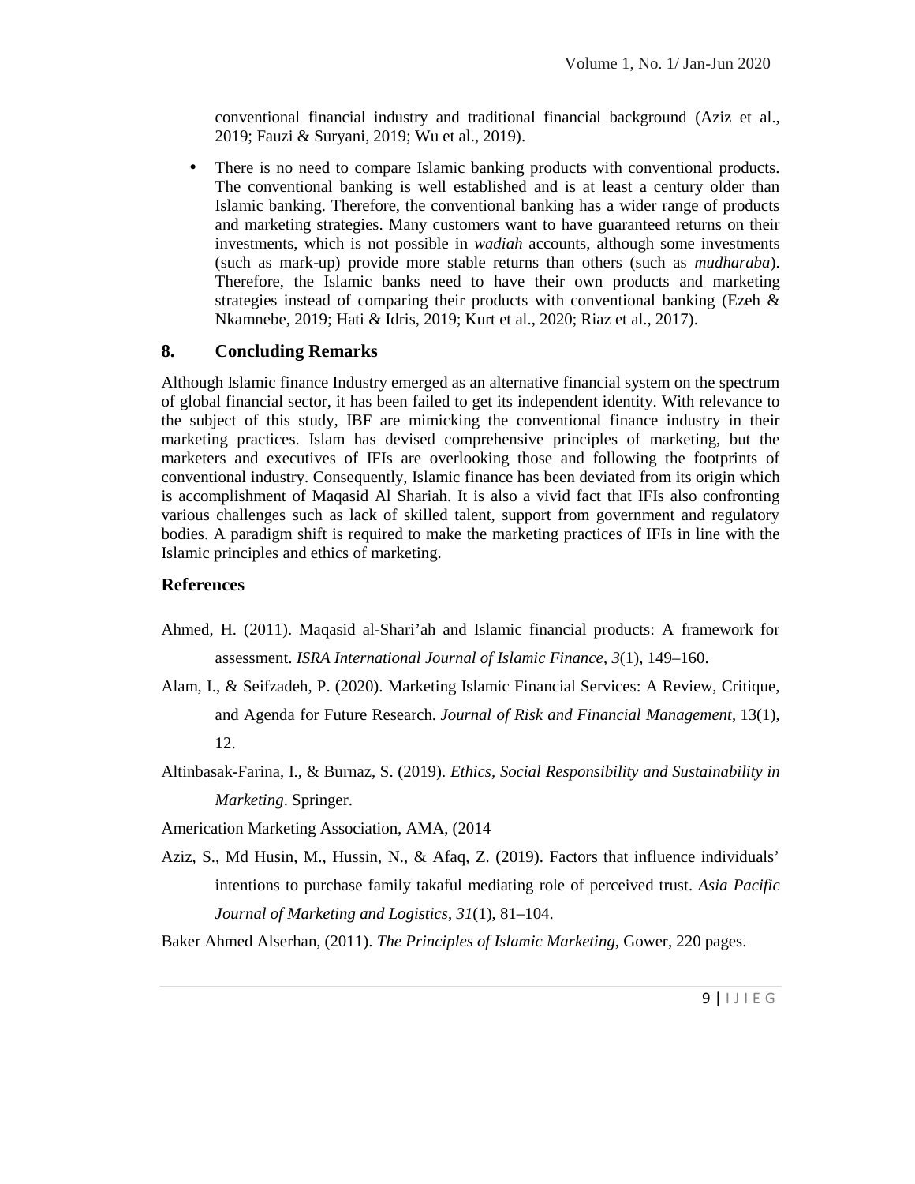conventional financial industry and traditional financial background (Aziz et al., 2019; Fauzi & Suryani, 2019; Wu et al., 2019).

- There is no need to compare Islamic banking products with conventional products. The conventional banking is well established and is at least a century older than Islamic banking. Therefore, the conventional banking has a wider range of products and marketing strategies. Many customers want to have guaranteed returns on their investments, which is not possible in *wadiah* accounts, although some investments (such as mark-up) provide more stable returns than others (such as *mudharaba*). Therefore, the Islamic banks need to have their own products and marketing strategies instead of comparing their products with conventional banking (Ezeh & Nkamnebe, 2019; Hati & Idris, 2019; Kurt et al., 2020; Riaz et al., 2017).

## 8. Concluding Remarks

Although Islamic finance Industry emerged as an alternative financial system on the spectrum of global financial sector, it has been failed to get its independent identity. With relevance to the subject of this study, IBF are mimicking the conventional finance industry in their marketing practices. Islam has devised comprehensive principles of marketing, but the marketers and executives of IFIs are overlooking those and following the footprints of conventional industry. Consequently, Islamic finance has been deviated from its origin which is accomplishment of Maqasid Al Shariah. It is also a vivid fact that IFIs also confronting various challenges such as lack of skilled talent, support from government and regulatory bodies. A paradigm shift is required to make the marketing practices of IFIs in line with the Islamic principles and ethics of marketing.

## References

Ahmed, H. (2011). Maqasid al-Shari'ah and Islamic financial products: A framework for assessment. *ISRA International Journal of Islamic Finance*, *3*(1), 149–160.

Alam, I., & Seifzadeh, P. (2020). Marketing Islamic Financial Services: A Review, Critique, and Agenda for Future Research. *Journal of Risk and Financial Management*, 13(1), 12.

Altinbasak-Farina, I., & Burnaz, S. (2019). *Ethics, Social Responsibility and Sustainability in Marketing*. Springer.

Americation Marketing Association, AMA, (2014

Aziz, S., Md Husin, M., Hussin, N., & Afaq, Z. (2019). Factors that influence individuals' intentions to purchase family takaful mediating role of perceived trust. *Asia Pacific Journal of Marketing and Logistics*, *31*(1), 81–104.

Baker Ahmed Alserhan, (2011). *The Principles of Islamic Marketing*, Gower, 220 pages.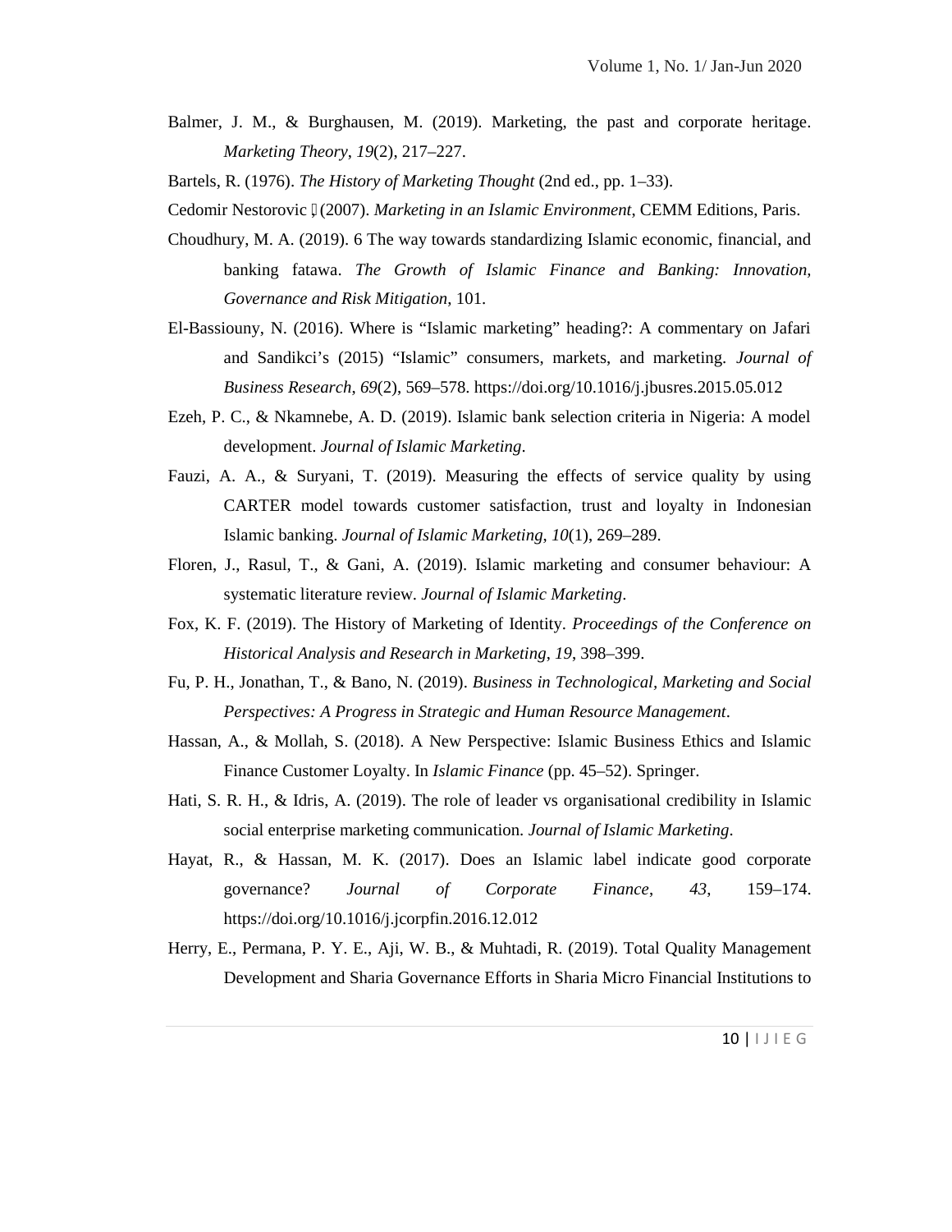Balmer, J. M., & Burghausen, M. (2019). Marketing, the past and corporate heritage. *Marketing Theory*, *19*(2), 217–227.

Bartels, R. (1976). *The History of Marketing Thought* (2nd ed., pp. 1–33).

Cedomir Nestorovic (2007). *Marketing in an Islamic Environment*, CEMM Editions, Paris.

Choudhury, M. A. (2019). 6 The way towards standardizing Islamic economic, financial, and banking fatawa. *The Growth of Islamic Finance and Banking: Innovation, Governance and Risk Mitigation*, 101.

El-Bassiouny, N. (2016). Where is "Islamic marketing" heading?: A commentary on Jafari and Sandikci's (2015) "Islamic" consumers, markets, and marketing. *Journal of Business Research*, *69*(2), 569–578. https://doi.org/10.1016/j.jbusres.2015.05.012

Ezeh, P. C., & Nkamnebe, A. D. (2019). Islamic bank selection criteria in Nigeria: A model development. *Journal of Islamic Marketing*.

Fauzi, A. A., & Suryani, T. (2019). Measuring the effects of service quality by using CARTER model towards customer satisfaction, trust and loyalty in Indonesian Islamic banking. *Journal of Islamic Marketing*, *10*(1), 269–289.

Floren, J., Rasul, T., & Gani, A. (2019). Islamic marketing and consumer behaviour: A systematic literature review. *Journal of Islamic Marketing*.

Fox, K. F. (2019). The History of Marketing of Identity. *Proceedings of the Conference on Historical Analysis and Research in Marketing*, *19*, 398–399.

Fu, P. H., Jonathan, T., & Bano, N. (2019). *Business in Technological, Marketing and Social Perspectives: A Progress in Strategic and Human Resource Management*.

Hassan, A., & Mollah, S. (2018). A New Perspective: Islamic Business Ethics and Islamic Finance Customer Loyalty. In *Islamic Finance* (pp. 45–52). Springer.

Hati, S. R. H., & Idris, A. (2019). The role of leader vs organisational credibility in Islamic social enterprise marketing communication. *Journal of Islamic Marketing*.

Hayat, R., & Hassan, M. K. (2017). Does an Islamic label indicate good corporate governance? *Journal of Corporate Finance*, *43*, 159–174. https://doi.org/10.1016/j.jcorpfin.2016.12.012

Herry, E., Permana, P. Y. E., Aji, W. B., & Muhtadi, R. (2019). Total Quality Management Development and Sharia Governance Efforts in Sharia Micro Financial Institutions to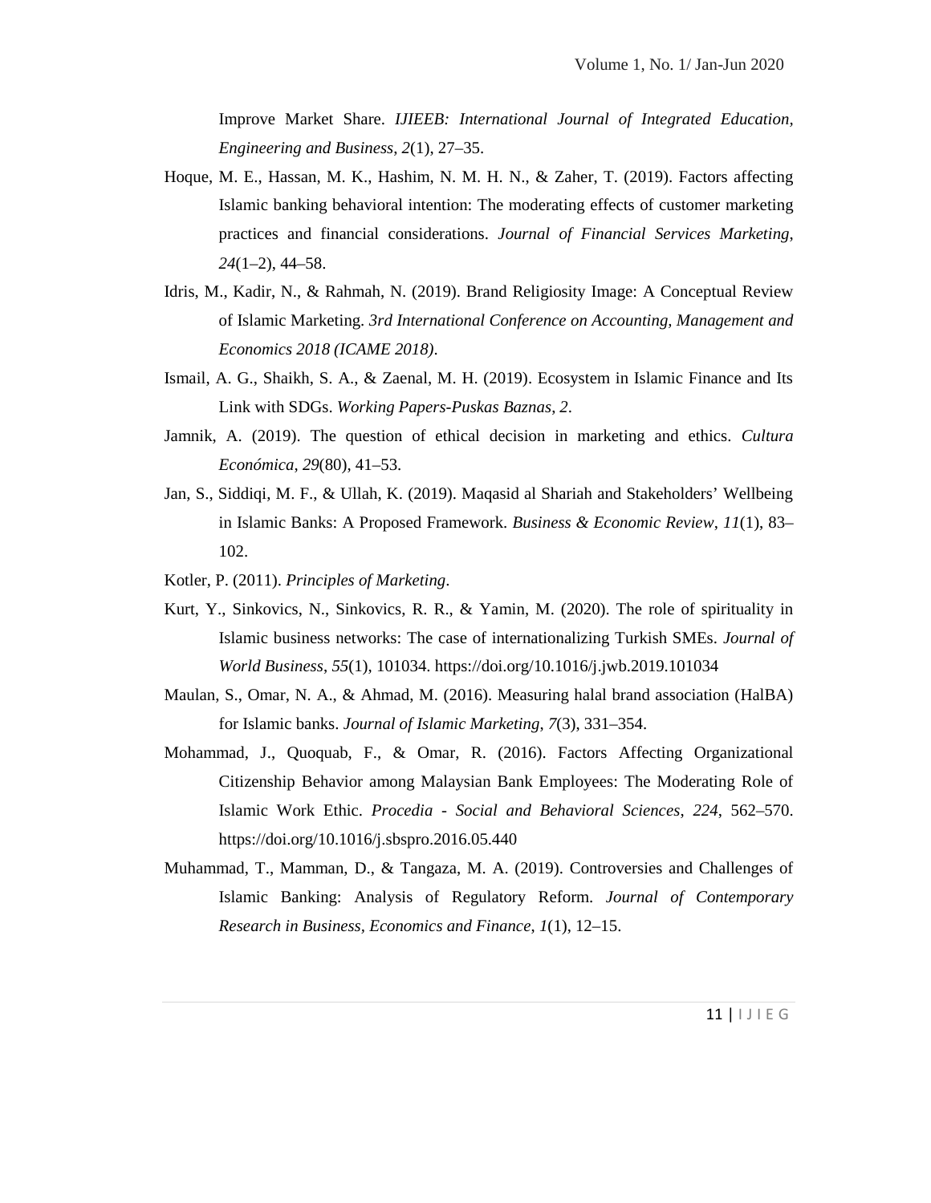Improve Market Share. *IJIEEB: International Journal of Integrated Education, Engineering and Business*, *2*(1), 27–35.

Hoque, M. E., Hassan, M. K., Hashim, N. M. H. N., & Zaher, T. (2019). Factors affecting Islamic banking behavioral intention: The moderating effects of customer marketing practices and financial considerations. *Journal of Financial Services Marketing*, *24*(1–2), 44–58.

Idris, M., Kadir, N., & Rahmah, N. (2019). Brand Religiosity Image: A Conceptual Review of Islamic Marketing. *3rd International Conference on Accounting, Management and Economics 2018 (ICAME 2018)*.

Ismail, A. G., Shaikh, S. A., & Zaenal, M. H. (2019). Ecosystem in Islamic Finance and Its Link with SDGs. *Working Papers-Puskas Baznas*, *2*.

Jamnik, A. (2019). The question of ethical decision in marketing and ethics. *Cultura Económica*, *29*(80), 41–53.

Jan, S., Siddiqi, M. F., & Ullah, K. (2019). Maqasid al Shariah and Stakeholders' Wellbeing in Islamic Banks: A Proposed Framework. *Business & Economic Review*, *11*(1), 83–102.

Kotler, P. (2011). *Principles of Marketing*.

Kurt, Y., Sinkovics, N., Sinkovics, R. R., & Yamin, M. (2020). The role of spirituality in Islamic business networks: The case of internationalizing Turkish SMEs. *Journal of World Business*, *55*(1), 101034. https://doi.org/10.1016/j.jwb.2019.101034

Maulan, S., Omar, N. A., & Ahmad, M. (2016). Measuring halal brand association (HalBA) for Islamic banks. *Journal of Islamic Marketing*, *7*(3), 331–354.

Mohammad, J., Quoquab, F., & Omar, R. (2016). Factors Affecting Organizational Citizenship Behavior among Malaysian Bank Employees: The Moderating Role of Islamic Work Ethic. *Procedia - Social and Behavioral Sciences*, *224*, 562–570. https://doi.org/10.1016/j.sbspro.2016.05.440

Muhammad, T., Mamman, D., & Tangaza, M. A. (2019). Controversies and Challenges of Islamic Banking: Analysis of Regulatory Reform. *Journal of Contemporary Research in Business, Economics and Finance*, *1*(1), 12–15.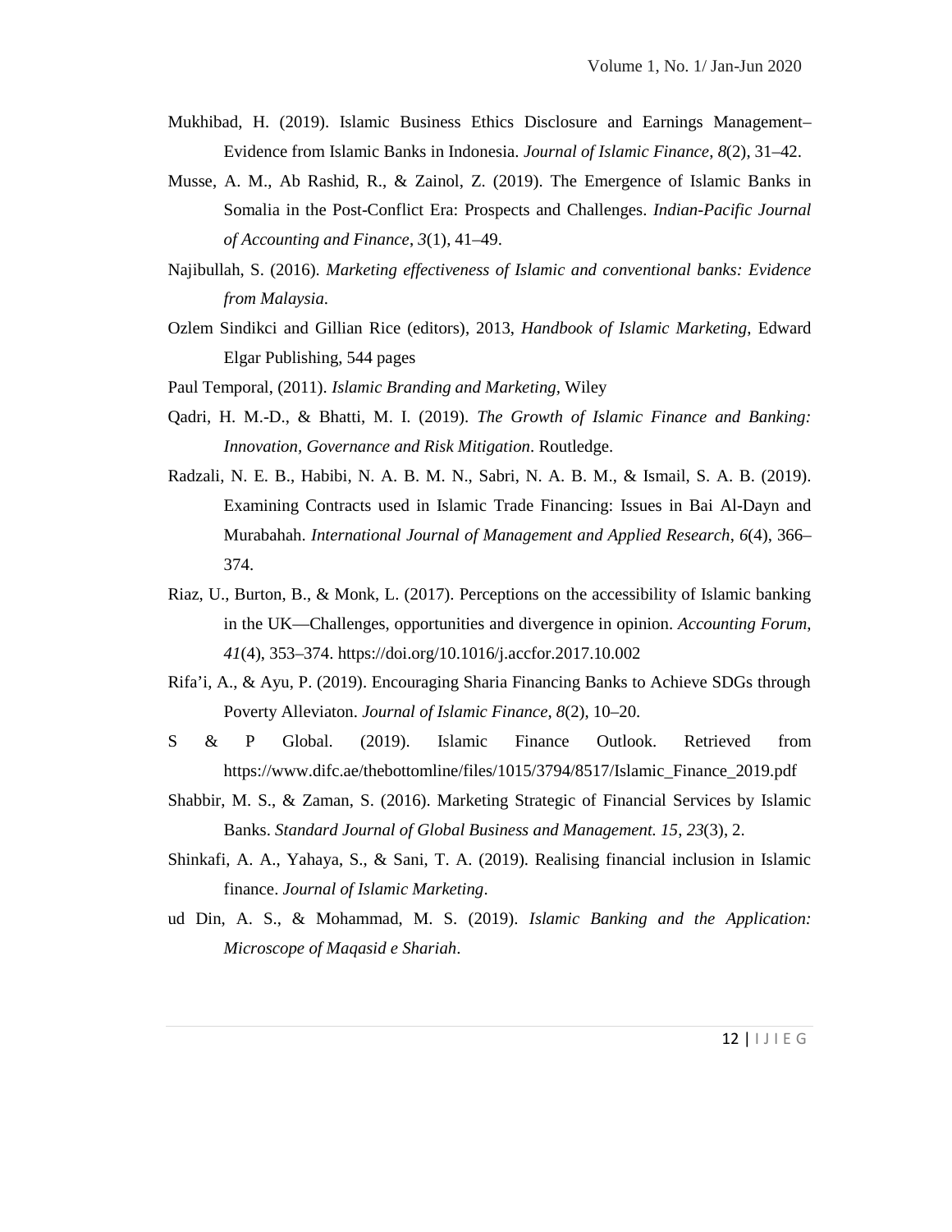Mukhibad, H. (2019). Islamic Business Ethics Disclosure and Earnings Management–Evidence from Islamic Banks in Indonesia. *Journal of Islamic Finance*, *8*(2), 31–42.

Musse, A. M., Ab Rashid, R., & Zainol, Z. (2019). The Emergence of Islamic Banks in Somalia in the Post-Conflict Era: Prospects and Challenges. *Indian-Pacific Journal of Accounting and Finance*, *3*(1), 41–49.

Najibullah, S. (2016). *Marketing effectiveness of Islamic and conventional banks: Evidence from Malaysia*.

Ozlem Sindikci and Gillian Rice (editors), 2013, *Handbook of Islamic Marketing*, Edward Elgar Publishing, 544 pages

Paul Temporal, (2011). *Islamic Branding and Marketing*, Wiley

Qadri, H. M.-D., & Bhatti, M. I. (2019). *The Growth of Islamic Finance and Banking: Innovation, Governance and Risk Mitigation*. Routledge.

Radzali, N. E. B., Habibi, N. A. B. M. N., Sabri, N. A. B. M., & Ismail, S. A. B. (2019). Examining Contracts used in Islamic Trade Financing: Issues in Bai Al-Dayn and Murabahah. *International Journal of Management and Applied Research*, *6*(4), 366–374.

Riaz, U., Burton, B., & Monk, L. (2017). Perceptions on the accessibility of Islamic banking in the UK—Challenges, opportunities and divergence in opinion. *Accounting Forum*, *41*(4), 353–374. https://doi.org/10.1016/j.accfor.2017.10.002

Rifa'i, A., & Ayu, P. (2019). Encouraging Sharia Financing Banks to Achieve SDGs through Poverty Alleviaton. *Journal of Islamic Finance*, *8*(2), 10–20.

S & P Global. (2019). Islamic Finance Outlook. Retrieved from https://www.difc.ae/thebottomline/files/1015/3794/8517/Islamic_Finance_2019.pdf

Shabbir, M. S., & Zaman, S. (2016). Marketing Strategic of Financial Services by Islamic Banks. *Standard Journal of Global Business and Management. 15*, *23*(3), 2.

Shinkafi, A. A., Yahaya, S., & Sani, T. A. (2019). Realising financial inclusion in Islamic finance. *Journal of Islamic Marketing*.

ud Din, A. S., & Mohammad, M. S. (2019). *Islamic Banking and the Application: Microscope of Maqasid e Shariah*.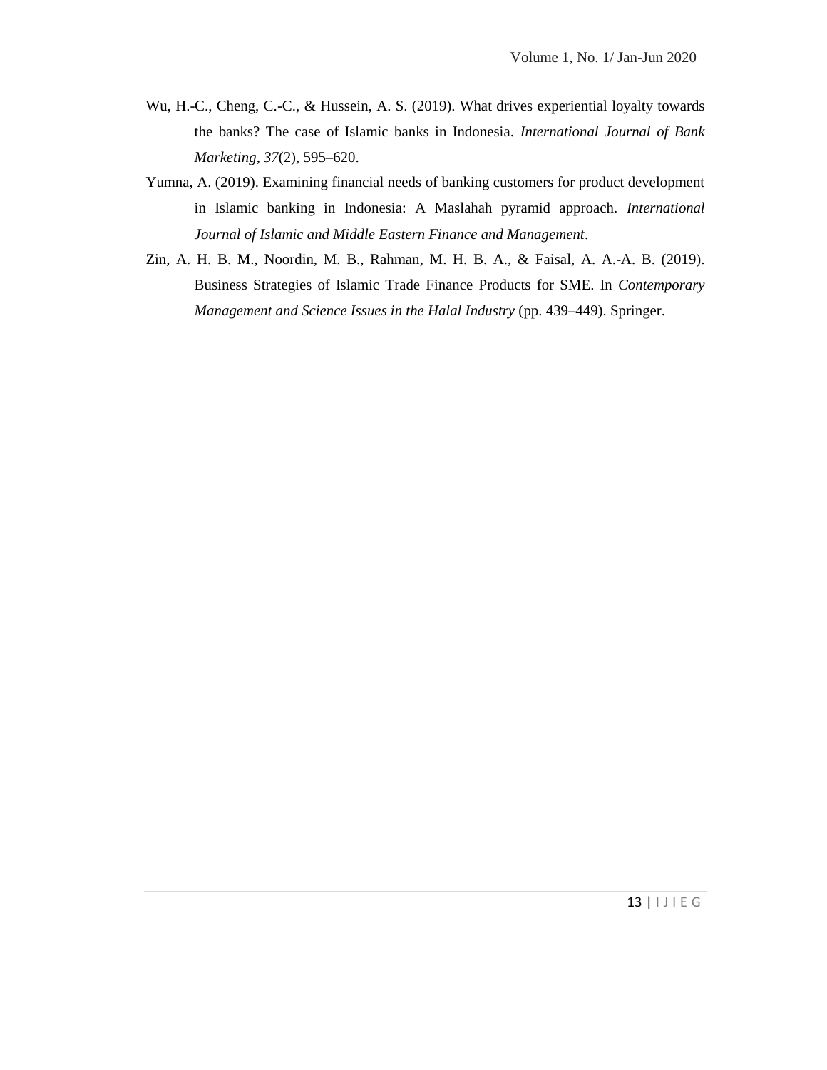Wu, H.-C., Cheng, C.-C., & Hussein, A. S. (2019). What drives experiential loyalty towards the banks? The case of Islamic banks in Indonesia. *International Journal of Bank Marketing*, *37*(2), 595–620.

Yumna, A. (2019). Examining financial needs of banking customers for product development in Islamic banking in Indonesia: A Maslahah pyramid approach. *International Journal of Islamic and Middle Eastern Finance and Management*.

Zin, A. H. B. M., Noordin, M. B., Rahman, M. H. B. A., & Faisal, A. A.-A. B. (2019). Business Strategies of Islamic Trade Finance Products for SME. In *Contemporary Management and Science Issues in the Halal Industry* (pp. 439–449). Springer.